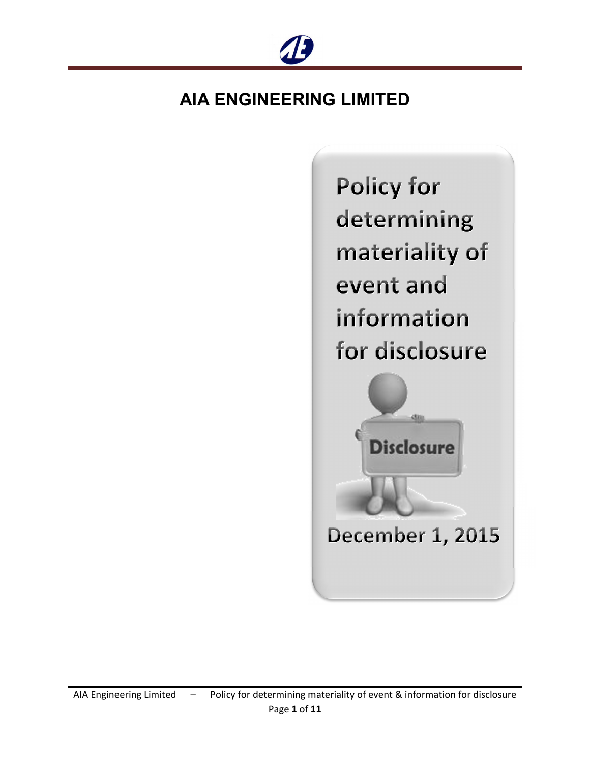# AIA ENGINEERING LIMITED

## Policy for determining materiality of event and information for disclosure

Disclosure

December 1, 2015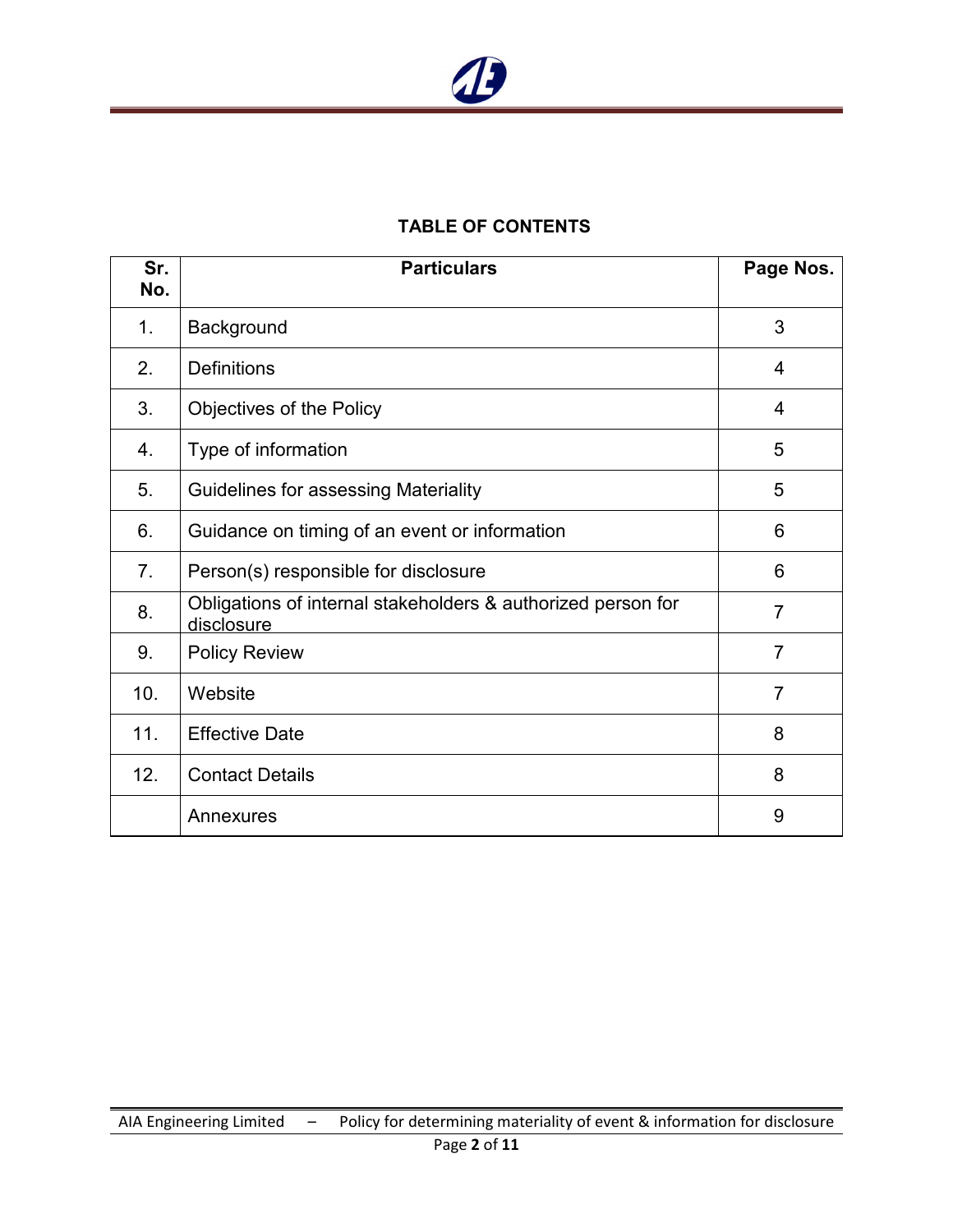## TABLE OF CONTENTS

| Sr. No. | Particulars | Page Nos. |
|---|---|---|
| 1. | Background | 3 |
| 2. | Definitions | 4 |
| 3. | Objectives of the Policy | 4 |
| 4. | Type of information | 5 |
| 5. | Guidelines for assessing Materiality | 5 |
| 6. | Guidance on timing of an event or information | 6 |
| 7. | Person(s) responsible for disclosure | 6 |
| 8. | Obligations of internal stakeholders & authorized person for disclosure | 7 |
| 9. | Policy Review | 7 |
| 10. | Website | 7 |
| 11. | Effective Date | 8 |
| 12. | Contact Details | 8 |
| | Annexures | 9 |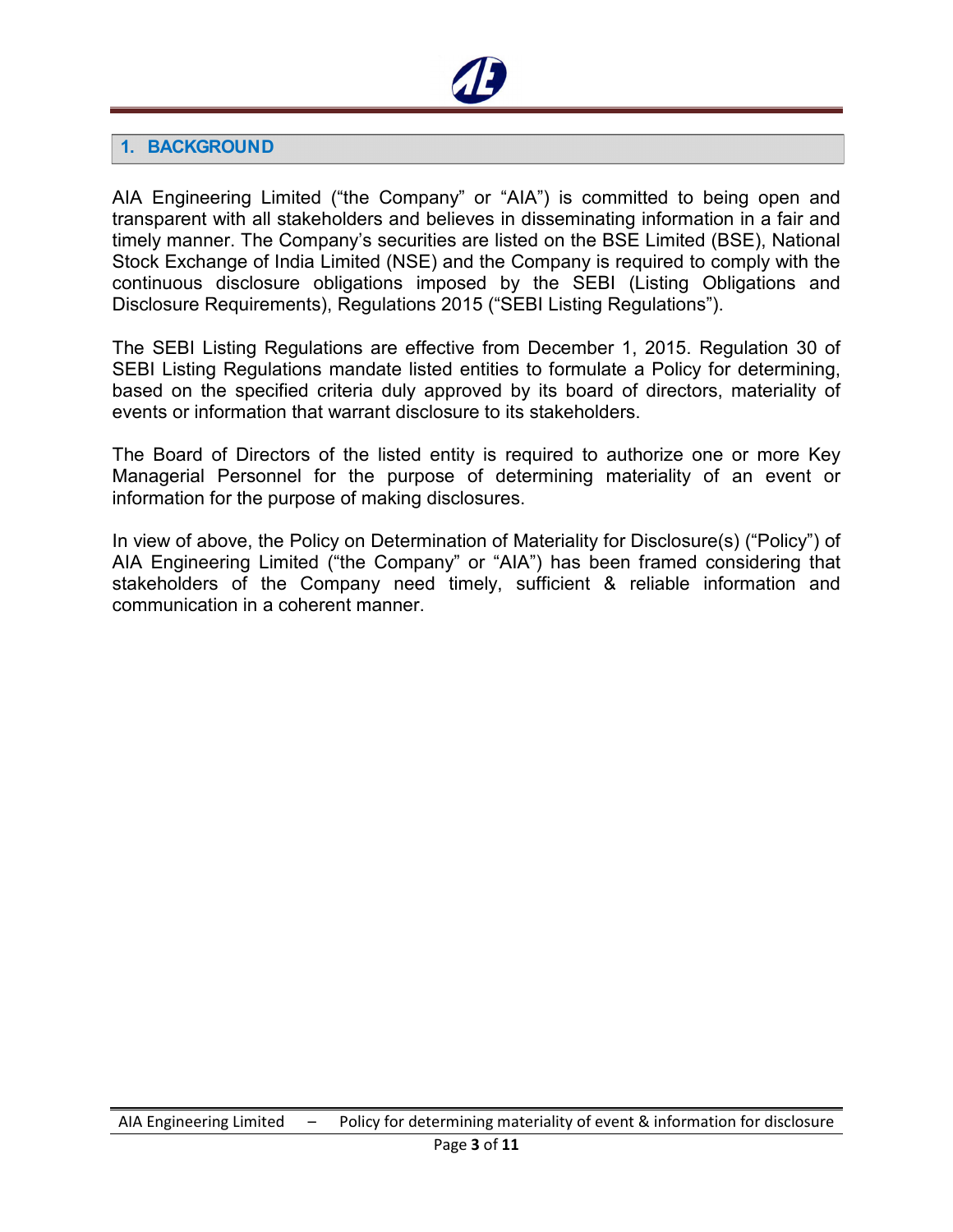## 1. BACKGROUND

AIA Engineering Limited ("the Company" or "AIA") is committed to being open and transparent with all stakeholders and believes in disseminating information in a fair and timely manner. The Company's securities are listed on the BSE Limited (BSE), National Stock Exchange of India Limited (NSE) and the Company is required to comply with the continuous disclosure obligations imposed by the SEBI (Listing Obligations and Disclosure Requirements), Regulations 2015 ("SEBI Listing Regulations").

The SEBI Listing Regulations are effective from December 1, 2015. Regulation 30 of SEBI Listing Regulations mandate listed entities to formulate a Policy for determining, based on the specified criteria duly approved by its board of directors, materiality of events or information that warrant disclosure to its stakeholders.

The Board of Directors of the listed entity is required to authorize one or more Key Managerial Personnel for the purpose of determining materiality of an event or information for the purpose of making disclosures.

In view of above, the Policy on Determination of Materiality for Disclosure(s) ("Policy") of AIA Engineering Limited ("the Company" or "AIA") has been framed considering that stakeholders of the Company need timely, sufficient & reliable information and communication in a coherent manner.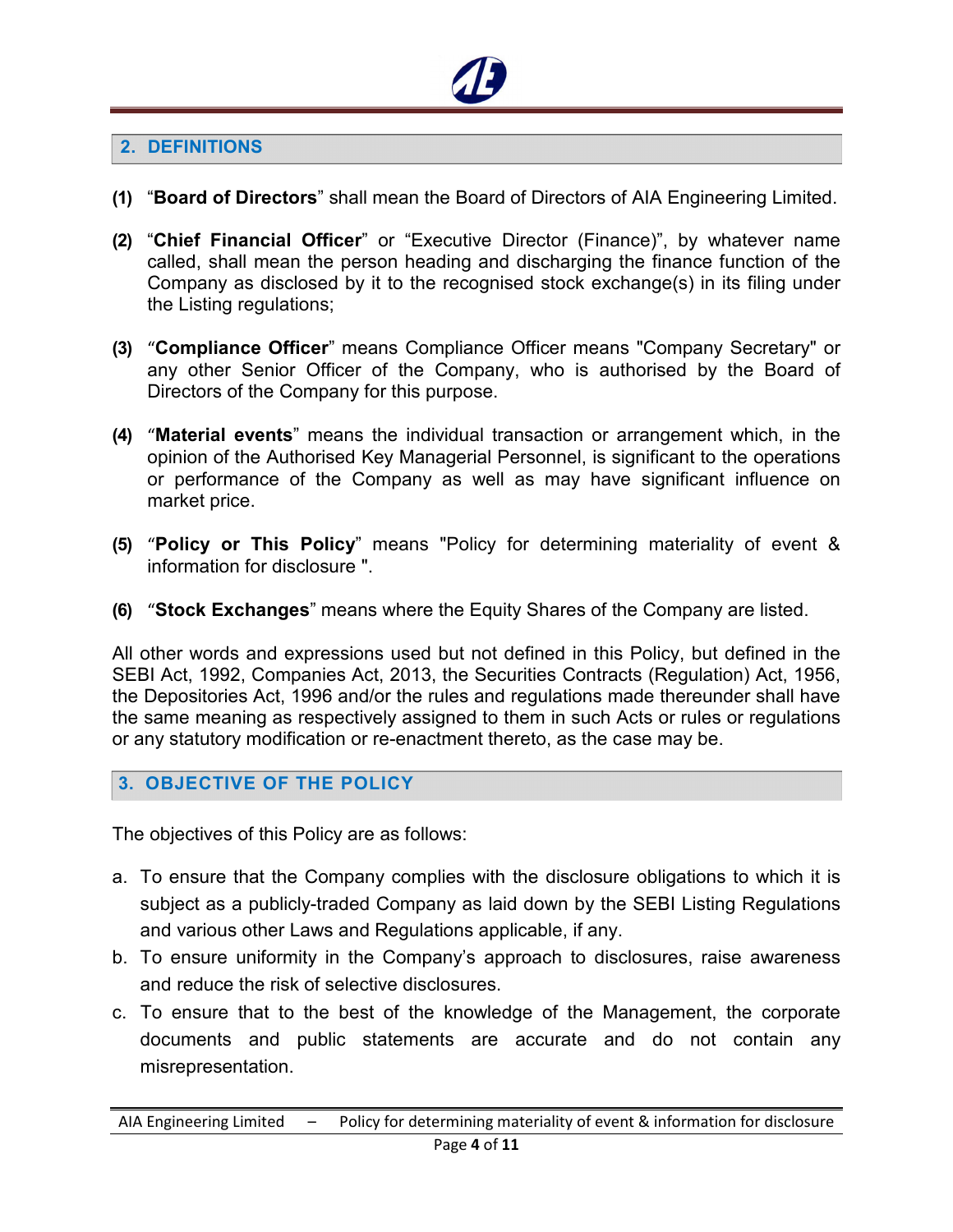## 2. DEFINITIONS

**(1)** "**Board of Directors**" shall mean the Board of Directors of AIA Engineering Limited.

**(2)** "**Chief Financial Officer**" or "Executive Director (Finance)", by whatever name called, shall mean the person heading and discharging the finance function of the Company as disclosed by it to the recognised stock exchange(s) in its filing under the Listing regulations;

**(3)** "**Compliance Officer**" means Compliance Officer means "Company Secretary" or any other Senior Officer of the Company, who is authorised by the Board of Directors of the Company for this purpose.

**(4)** "**Material events**" means the individual transaction or arrangement which, in the opinion of the Authorised Key Managerial Personnel, is significant to the operations or performance of the Company as well as may have significant influence on market price.

**(5)** "**Policy or This Policy**" means "Policy for determining materiality of event & information for disclosure ".

**(6)** "**Stock Exchanges**" means where the Equity Shares of the Company are listed.

All other words and expressions used but not defined in this Policy, but defined in the SEBI Act, 1992, Companies Act, 2013, the Securities Contracts (Regulation) Act, 1956, the Depositories Act, 1996 and/or the rules and regulations made thereunder shall have the same meaning as respectively assigned to them in such Acts or rules or regulations or any statutory modification or re-enactment thereto, as the case may be.

## 3. OBJECTIVE OF THE POLICY

The objectives of this Policy are as follows:

a. To ensure that the Company complies with the disclosure obligations to which it is subject as a publicly-traded Company as laid down by the SEBI Listing Regulations and various other Laws and Regulations applicable, if any.
b. To ensure uniformity in the Company's approach to disclosures, raise awareness and reduce the risk of selective disclosures.
c. To ensure that to the best of the knowledge of the Management, the corporate documents and public statements are accurate and do not contain any misrepresentation.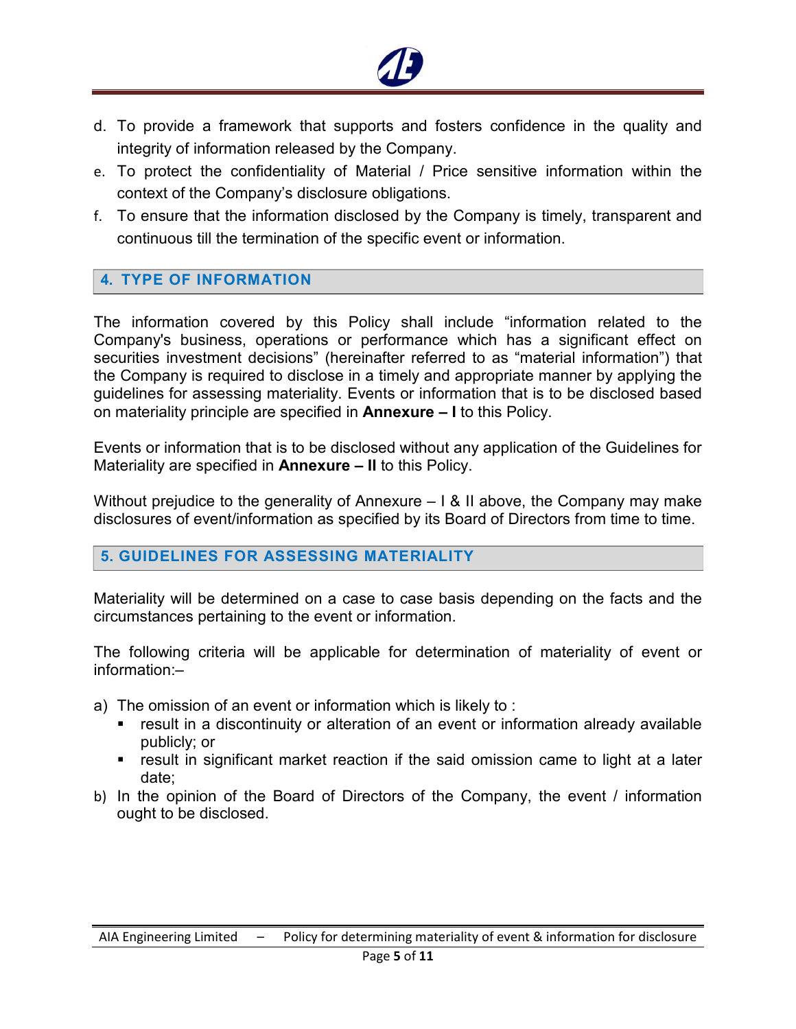d. To provide a framework that supports and fosters confidence in the quality and integrity of information released by the Company.
e. To protect the confidentiality of Material / Price sensitive information within the context of the Company's disclosure obligations.
f. To ensure that the information disclosed by the Company is timely, transparent and continuous till the termination of the specific event or information.

## 4. TYPE OF INFORMATION

The information covered by this Policy shall include "information related to the Company's business, operations or performance which has a significant effect on securities investment decisions" (hereinafter referred to as "material information") that the Company is required to disclose in a timely and appropriate manner by applying the guidelines for assessing materiality. Events or information that is to be disclosed based on materiality principle are specified in **Annexure – I** to this Policy.

Events or information that is to be disclosed without any application of the Guidelines for Materiality are specified in **Annexure – II** to this Policy.

Without prejudice to the generality of Annexure – I & II above, the Company may make disclosures of event/information as specified by its Board of Directors from time to time.

## 5. GUIDELINES FOR ASSESSING MATERIALITY

Materiality will be determined on a case to case basis depending on the facts and the circumstances pertaining to the event or information.

The following criteria will be applicable for determination of materiality of event or information:–

a) The omission of an event or information which is likely to :
   - result in a discontinuity or alteration of an event or information already available publicly; or
   - result in significant market reaction if the said omission came to light at a later date;
b) In the opinion of the Board of Directors of the Company, the event / information ought to be disclosed.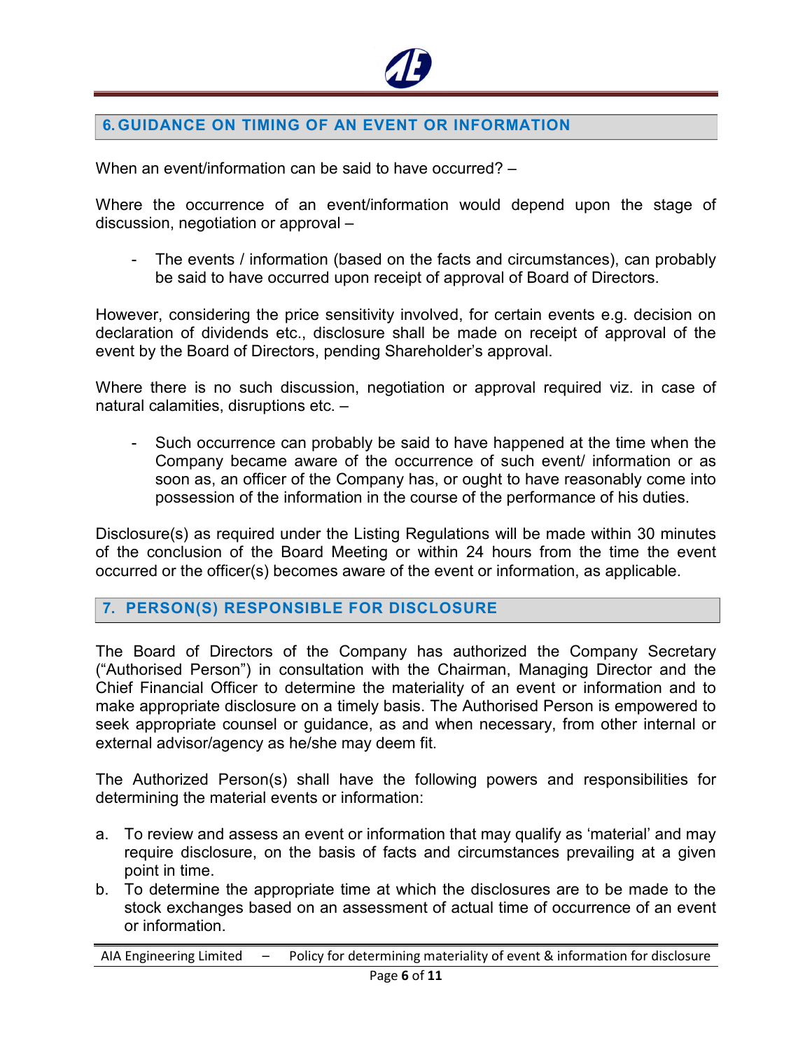## 6. GUIDANCE ON TIMING OF AN EVENT OR INFORMATION

When an event/information can be said to have occurred? –

Where the occurrence of an event/information would depend upon the stage of discussion, negotiation or approval –

- The events / information (based on the facts and circumstances), can probably be said to have occurred upon receipt of approval of Board of Directors.

However, considering the price sensitivity involved, for certain events e.g. decision on declaration of dividends etc., disclosure shall be made on receipt of approval of the event by the Board of Directors, pending Shareholder's approval.

Where there is no such discussion, negotiation or approval required viz. in case of natural calamities, disruptions etc. –

- Such occurrence can probably be said to have happened at the time when the Company became aware of the occurrence of such event/ information or as soon as, an officer of the Company has, or ought to have reasonably come into possession of the information in the course of the performance of his duties.

Disclosure(s) as required under the Listing Regulations will be made within 30 minutes of the conclusion of the Board Meeting or within 24 hours from the time the event occurred or the officer(s) becomes aware of the event or information, as applicable.

## 7. PERSON(S) RESPONSIBLE FOR DISCLOSURE

The Board of Directors of the Company has authorized the Company Secretary ("Authorised Person") in consultation with the Chairman, Managing Director and the Chief Financial Officer to determine the materiality of an event or information and to make appropriate disclosure on a timely basis. The Authorised Person is empowered to seek appropriate counsel or guidance, as and when necessary, from other internal or external advisor/agency as he/she may deem fit.

The Authorized Person(s) shall have the following powers and responsibilities for determining the material events or information:

a. To review and assess an event or information that may qualify as 'material' and may require disclosure, on the basis of facts and circumstances prevailing at a given point in time.
b. To determine the appropriate time at which the disclosures are to be made to the stock exchanges based on an assessment of actual time of occurrence of an event or information.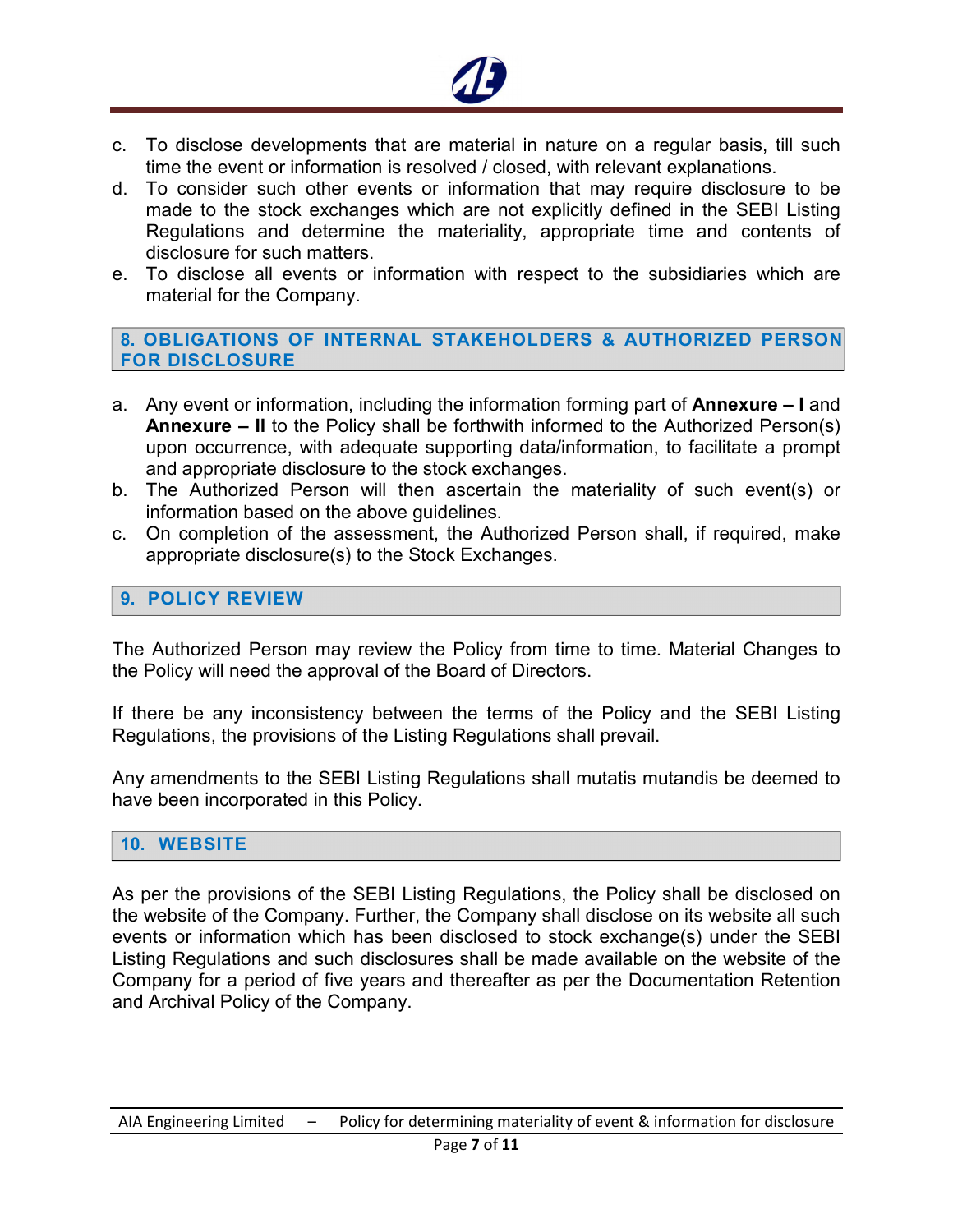c. To disclose developments that are material in nature on a regular basis, till such time the event or information is resolved / closed, with relevant explanations.
d. To consider such other events or information that may require disclosure to be made to the stock exchanges which are not explicitly defined in the SEBI Listing Regulations and determine the materiality, appropriate time and contents of disclosure for such matters.
e. To disclose all events or information with respect to the subsidiaries which are material for the Company.

## 8. OBLIGATIONS OF INTERNAL STAKEHOLDERS & AUTHORIZED PERSON FOR DISCLOSURE

a. Any event or information, including the information forming part of **Annexure – I** and **Annexure – II** to the Policy shall be forthwith informed to the Authorized Person(s) upon occurrence, with adequate supporting data/information, to facilitate a prompt and appropriate disclosure to the stock exchanges.
b. The Authorized Person will then ascertain the materiality of such event(s) or information based on the above guidelines.
c. On completion of the assessment, the Authorized Person shall, if required, make appropriate disclosure(s) to the Stock Exchanges.

## 9. POLICY REVIEW

The Authorized Person may review the Policy from time to time. Material Changes to the Policy will need the approval of the Board of Directors.

If there be any inconsistency between the terms of the Policy and the SEBI Listing Regulations, the provisions of the Listing Regulations shall prevail.

Any amendments to the SEBI Listing Regulations shall mutatis mutandis be deemed to have been incorporated in this Policy.

## 10. WEBSITE

As per the provisions of the SEBI Listing Regulations, the Policy shall be disclosed on the website of the Company. Further, the Company shall disclose on its website all such events or information which has been disclosed to stock exchange(s) under the SEBI Listing Regulations and such disclosures shall be made available on the website of the Company for a period of five years and thereafter as per the Documentation Retention and Archival Policy of the Company.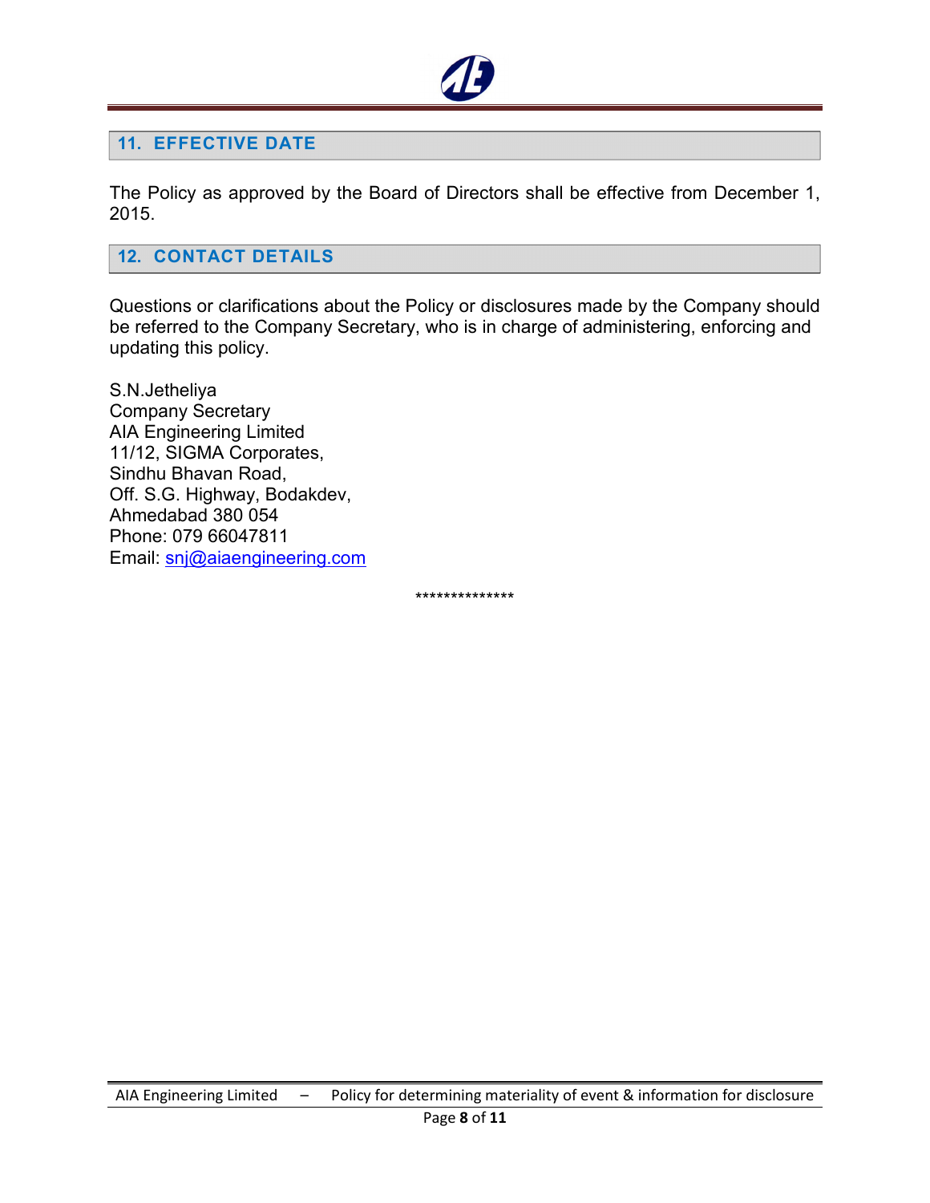## 11. EFFECTIVE DATE

The Policy as approved by the Board of Directors shall be effective from December 1, 2015.

## 12. CONTACT DETAILS

Questions or clarifications about the Policy or disclosures made by the Company should be referred to the Company Secretary, who is in charge of administering, enforcing and updating this policy.

S.N.Jetheliya
Company Secretary
AIA Engineering Limited
11/12, SIGMA Corporates,
Sindhu Bhavan Road,
Off. S.G. Highway, Bodakdev,
Ahmedabad 380 054
Phone: 079 66047811
Email: snj@aiaengineering.com

**************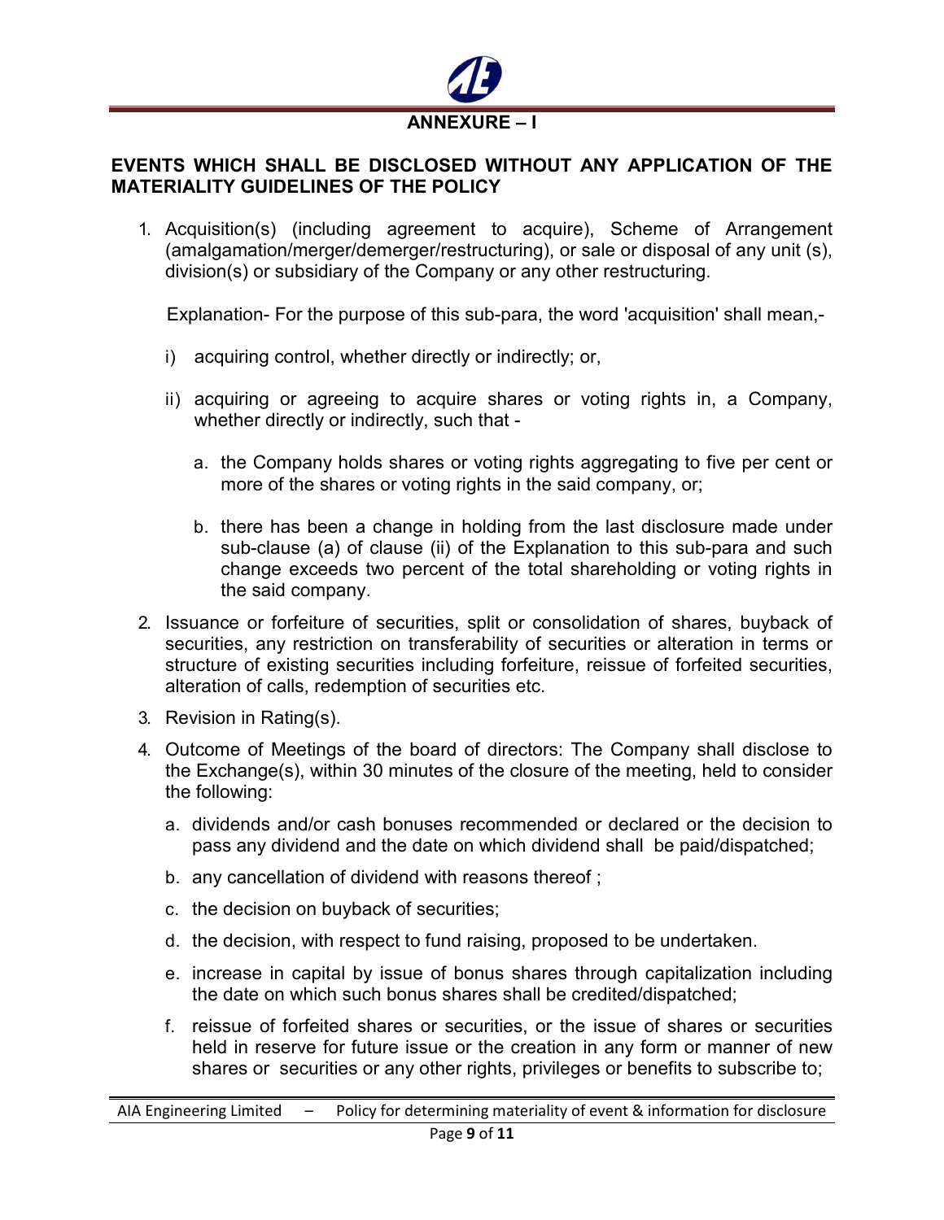## ANNEXURE – I

### EVENTS WHICH SHALL BE DISCLOSED WITHOUT ANY APPLICATION OF THE MATERIALITY GUIDELINES OF THE POLICY

1. Acquisition(s) (including agreement to acquire), Scheme of Arrangement (amalgamation/merger/demerger/restructuring), or sale or disposal of any unit (s), division(s) or subsidiary of the Company or any other restructuring.

   Explanation- For the purpose of this sub-para, the word 'acquisition' shall mean,-

   i) acquiring control, whether directly or indirectly; or,

   ii) acquiring or agreeing to acquire shares or voting rights in, a Company, whether directly or indirectly, such that -

      a. the Company holds shares or voting rights aggregating to five per cent or more of the shares or voting rights in the said company, or;

      b. there has been a change in holding from the last disclosure made under sub-clause (a) of clause (ii) of the Explanation to this sub-para and such change exceeds two percent of the total shareholding or voting rights in the said company.

2. Issuance or forfeiture of securities, split or consolidation of shares, buyback of securities, any restriction on transferability of securities or alteration in terms or structure of existing securities including forfeiture, reissue of forfeited securities, alteration of calls, redemption of securities etc.

3. Revision in Rating(s).

4. Outcome of Meetings of the board of directors: The Company shall disclose to the Exchange(s), within 30 minutes of the closure of the meeting, held to consider the following:

   a. dividends and/or cash bonuses recommended or declared or the decision to pass any dividend and the date on which dividend shall be paid/dispatched;

   b. any cancellation of dividend with reasons thereof ;

   c. the decision on buyback of securities;

   d. the decision, with respect to fund raising, proposed to be undertaken.

   e. increase in capital by issue of bonus shares through capitalization including the date on which such bonus shares shall be credited/dispatched;

   f. reissue of forfeited shares or securities, or the issue of shares or securities held in reserve for future issue or the creation in any form or manner of new shares or securities or any other rights, privileges or benefits to subscribe to;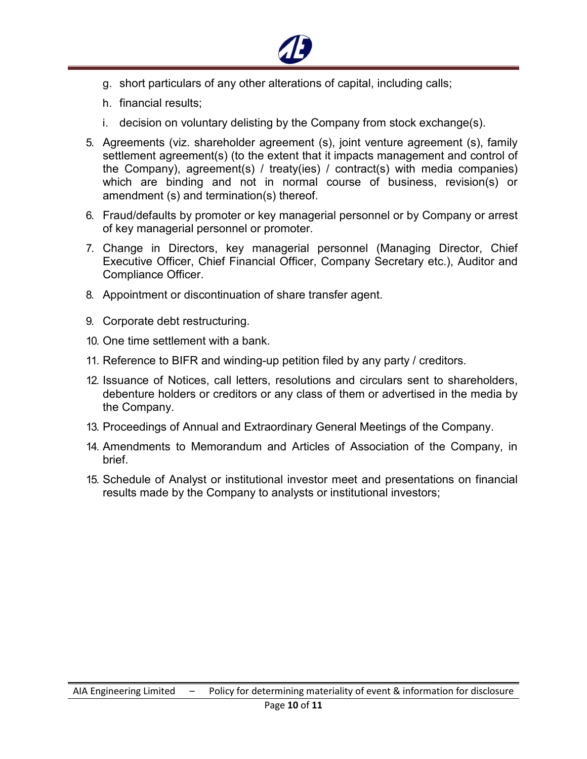g. short particulars of any other alterations of capital, including calls;

h. financial results;

i. decision on voluntary delisting by the Company from stock exchange(s).

5. Agreements (viz. shareholder agreement (s), joint venture agreement (s), family settlement agreement(s) (to the extent that it impacts management and control of the Company), agreement(s) / treaty(ies) / contract(s) with media companies) which are binding and not in normal course of business, revision(s) or amendment (s) and termination(s) thereof.

6. Fraud/defaults by promoter or key managerial personnel or by Company or arrest of key managerial personnel or promoter.

7. Change in Directors, key managerial personnel (Managing Director, Chief Executive Officer, Chief Financial Officer, Company Secretary etc.), Auditor and Compliance Officer.

8. Appointment or discontinuation of share transfer agent.

9. Corporate debt restructuring.

10. One time settlement with a bank.

11. Reference to BIFR and winding-up petition filed by any party / creditors.

12. Issuance of Notices, call letters, resolutions and circulars sent to shareholders, debenture holders or creditors or any class of them or advertised in the media by the Company.

13. Proceedings of Annual and Extraordinary General Meetings of the Company.

14. Amendments to Memorandum and Articles of Association of the Company, in brief.

15. Schedule of Analyst or institutional investor meet and presentations on financial results made by the Company to analysts or institutional investors;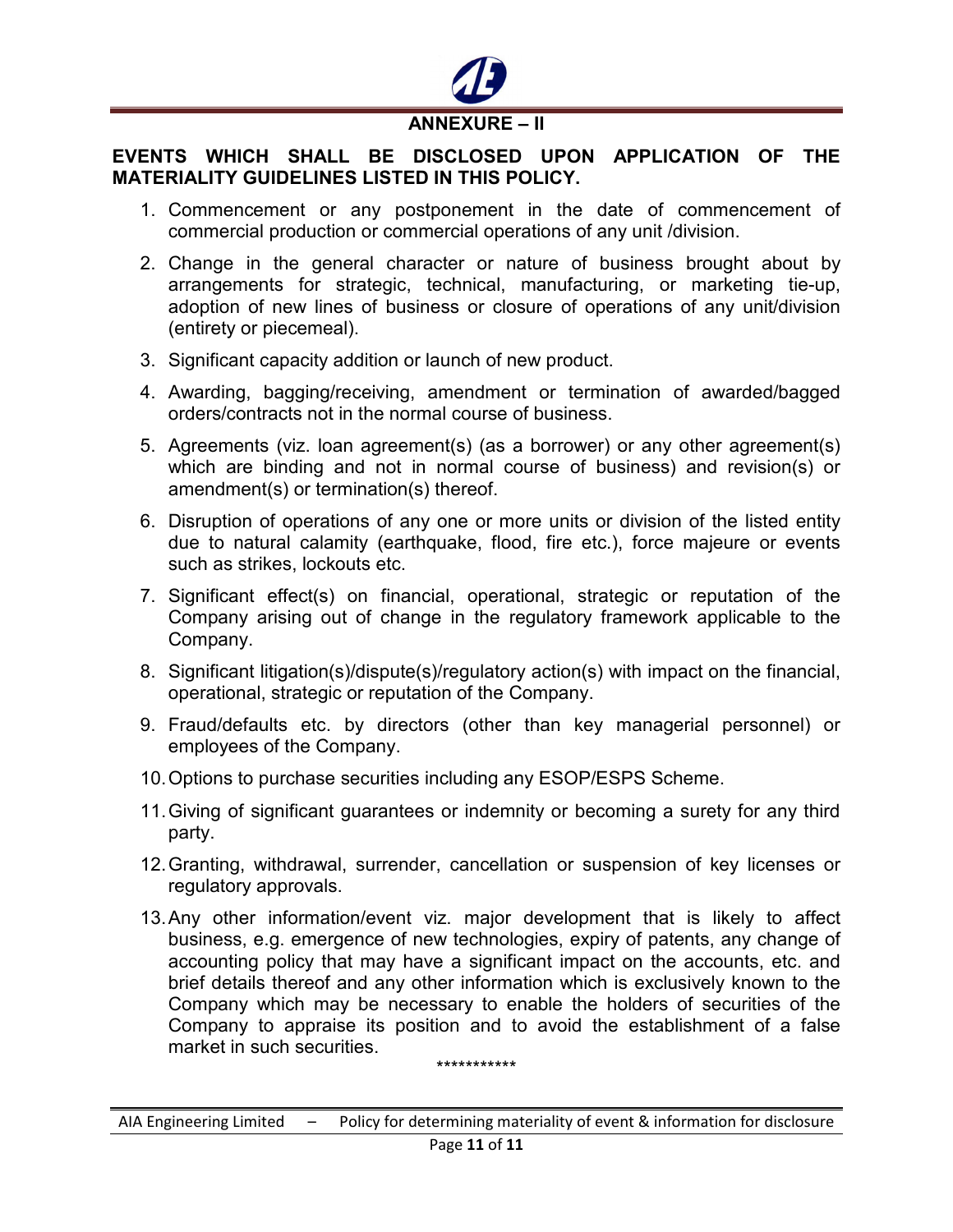## ANNEXURE – II

**EVENTS WHICH SHALL BE DISCLOSED UPON APPLICATION OF THE MATERIALITY GUIDELINES LISTED IN THIS POLICY.**

1. Commencement or any postponement in the date of commencement of commercial production or commercial operations of any unit /division.
2. Change in the general character or nature of business brought about by arrangements for strategic, technical, manufacturing, or marketing tie-up, adoption of new lines of business or closure of operations of any unit/division (entirety or piecemeal).
3. Significant capacity addition or launch of new product.
4. Awarding, bagging/receiving, amendment or termination of awarded/bagged orders/contracts not in the normal course of business.
5. Agreements (viz. loan agreement(s) (as a borrower) or any other agreement(s) which are binding and not in normal course of business) and revision(s) or amendment(s) or termination(s) thereof.
6. Disruption of operations of any one or more units or division of the listed entity due to natural calamity (earthquake, flood, fire etc.), force majeure or events such as strikes, lockouts etc.
7. Significant effect(s) on financial, operational, strategic or reputation of the Company arising out of change in the regulatory framework applicable to the Company.
8. Significant litigation(s)/dispute(s)/regulatory action(s) with impact on the financial, operational, strategic or reputation of the Company.
9. Fraud/defaults etc. by directors (other than key managerial personnel) or employees of the Company.
10. Options to purchase securities including any ESOP/ESPS Scheme.
11. Giving of significant guarantees or indemnity or becoming a surety for any third party.
12. Granting, withdrawal, surrender, cancellation or suspension of key licenses or regulatory approvals.
13. Any other information/event viz. major development that is likely to affect business, e.g. emergence of new technologies, expiry of patents, any change of accounting policy that may have a significant impact on the accounts, etc. and brief details thereof and any other information which is exclusively known to the Company which may be necessary to enable the holders of securities of the Company to appraise its position and to avoid the establishment of a false market in such securities.

***********